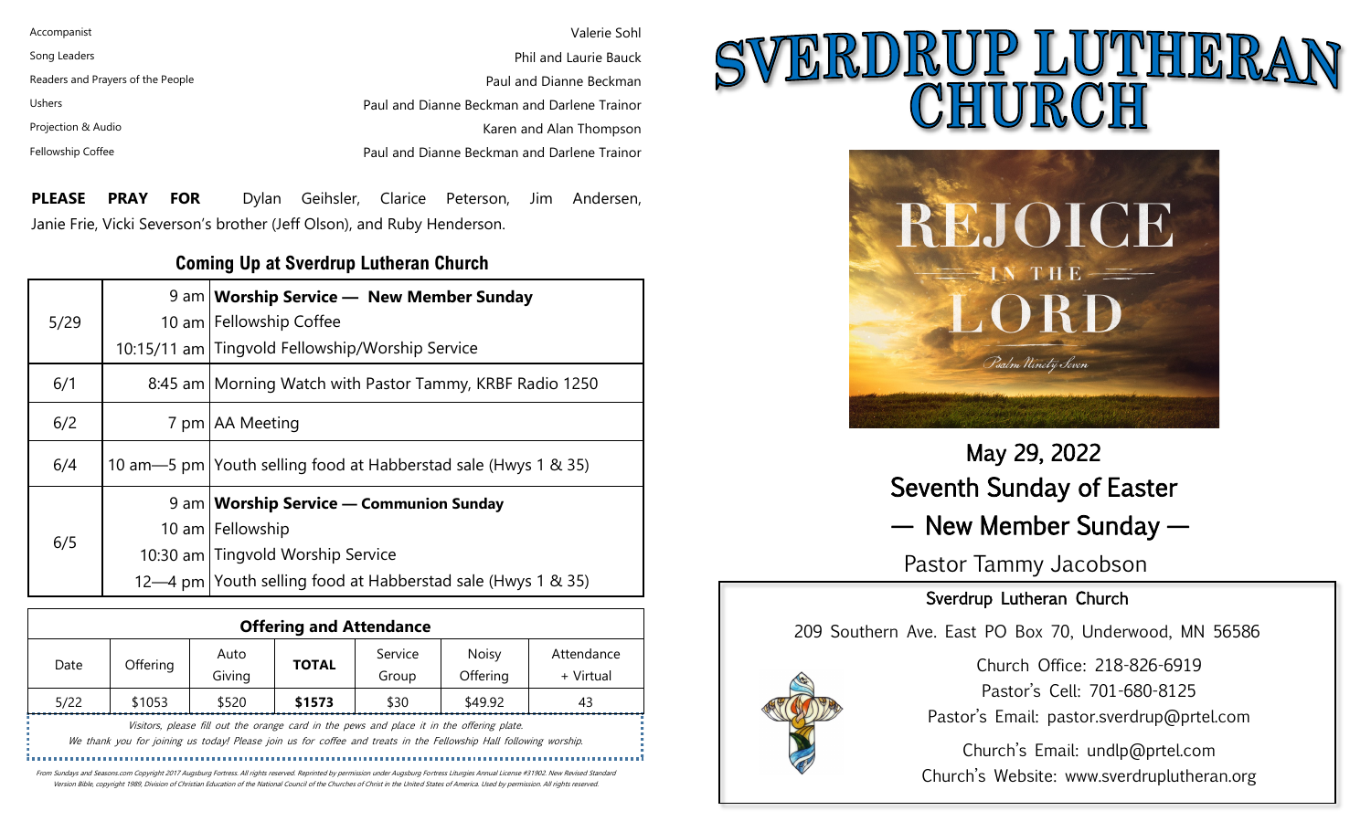| | |
|---|---|
| Accompanist | Valerie Sohl |
| Song Leaders | Phil and Laurie Bauck |
| Readers and Prayers of the People | Paul and Dianne Beckman |
| Ushers | Paul and Dianne Beckman and Darlene Trainor |
| Projection & Audio | Karen and Alan Thompson |
| Fellowship Coffee | Paul and Dianne Beckman and Darlene Trainor |

**PLEASE PRAY FOR** Dylan Geihsler, Clarice Peterson, Jim Andersen, Janie Frie, Vicki Severson's brother (Jeff Olson), and Ruby Henderson.

## Coming Up at Sverdrup Lutheran Church

| Date | Time | Event |
|---|---|---|
| 5/29 | 9 am | **Worship Service — New Member Sunday** |
| | 10 am | Fellowship Coffee |
| | 10:15/11 am | Tingvold Fellowship/Worship Service |
| 6/1 | 8:45 am | Morning Watch with Pastor Tammy, KRBF Radio 1250 |
| 6/2 | 7 pm | AA Meeting |
| 6/4 | 10 am—5 pm | Youth selling food at Habberstad sale (Hwys 1 & 35) |
| 6/5 | 9 am | **Worship Service — Communion Sunday** |
| | 10 am | Fellowship |
| | 10:30 am | Tingvold Worship Service |
| | 12—4 pm | Youth selling food at Habberstad sale (Hwys 1 & 35) |

## Offering and Attendance

| Date | Offering | Auto Giving | **TOTAL** | Service Group | Noisy Offering | Attendance + Virtual |
|---|---|---|---|---|---|---|
| 5/22 | $1053 | $520 | **$1573** | $30 | $49.92 | 43 |

*Visitors, please fill out the orange card in the pews and place it in the offering plate.*

*We thank you for joining us today! Please join us for coffee and treats in the Fellowship Hall following worship.*

From Sundays and Seasons.com Copyright 2017 Augsburg Fortress. All rights reserved. Reprinted by permission under Augsburg Fortress Liturgies Annual License #31902. New Revised Standard Version Bible, copyright 1989, Division of Christian Education of the National Council of the Churches of Christ in the United States of America. Used by permission. All rights reserved.

# SVERDRUP LUTHERAN CHURCH

REJOICE IN THE LORD

Psalm Ninety Seven

## May 29, 2022
## Seventh Sunday of Easter
## — New Member Sunday —

Pastor Tammy Jacobson

**Sverdrup Lutheran Church**

209 Southern Ave. East PO Box 70, Underwood, MN 56586

Church Office: 218-826-6919

Pastor's Cell: 701-680-8125

Pastor's Email: pastor.sverdrup@prtel.com

Church's Email: undlp@prtel.com

Church's Website: www.sverdruplutheran.org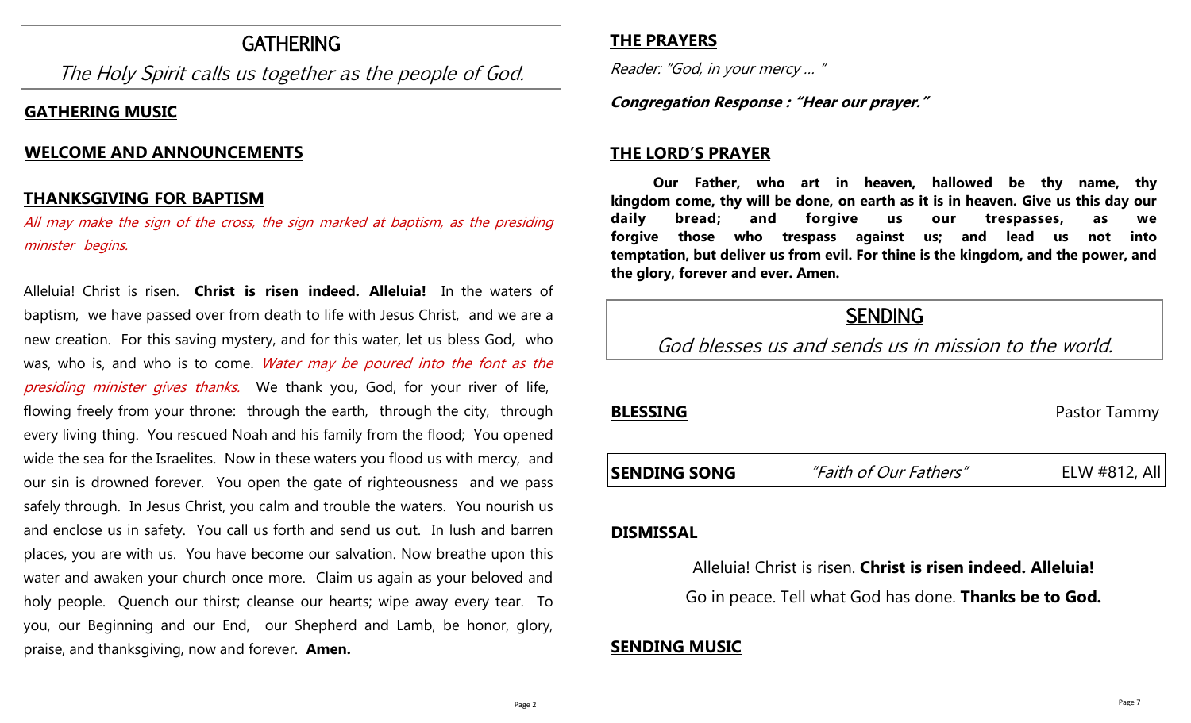## GATHERING

*The Holy Spirit calls us together as the people of God.*

### GATHERING MUSIC

### WELCOME AND ANNOUNCEMENTS

### THANKSGIVING FOR BAPTISM

*All may make the sign of the cross, the sign marked at baptism, as the presiding minister begins.*

Alleluia! Christ is risen. **Christ is risen indeed. Alleluia!** In the waters of baptism, we have passed over from death to life with Jesus Christ, and we are a new creation. For this saving mystery, and for this water, let us bless God, who was, who is, and who is to come. *Water may be poured into the font as the presiding minister gives thanks.* We thank you, God, for your river of life, flowing freely from your throne: through the earth, through the city, through every living thing. You rescued Noah and his family from the flood; You opened wide the sea for the Israelites. Now in these waters you flood us with mercy, and our sin is drowned forever. You open the gate of righteousness and we pass safely through. In Jesus Christ, you calm and trouble the waters. You nourish us and enclose us in safety. You call us forth and send us out. In lush and barren places, you are with us. You have become our salvation. Now breathe upon this water and awaken your church once more. Claim us again as your beloved and holy people. Quench our thirst; cleanse our hearts; wipe away every tear. To you, our Beginning and our End, our Shepherd and Lamb, be honor, glory, praise, and thanksgiving, now and forever. **Amen.**

### THE PRAYERS

*Reader: "God, in your mercy … "*

***Congregation Response : "Hear our prayer."***

### THE LORD'S PRAYER

**Our Father, who art in heaven, hallowed be thy name, thy kingdom come, thy will be done, on earth as it is in heaven. Give us this day our daily bread; and forgive us our trespasses, as we forgive those who trespass against us; and lead us not into temptation, but deliver us from evil. For thine is the kingdom, and the power, and the glory, forever and ever. Amen.**

## SENDING

*God blesses us and sends us in mission to the world.*

### BLESSING
Pastor Tammy

### SENDING SONG
*"Faith of Our Fathers"* ELW #812, All

### DISMISSAL

Alleluia! Christ is risen. **Christ is risen indeed. Alleluia!**

Go in peace. Tell what God has done. **Thanks be to God.**

### SENDING MUSIC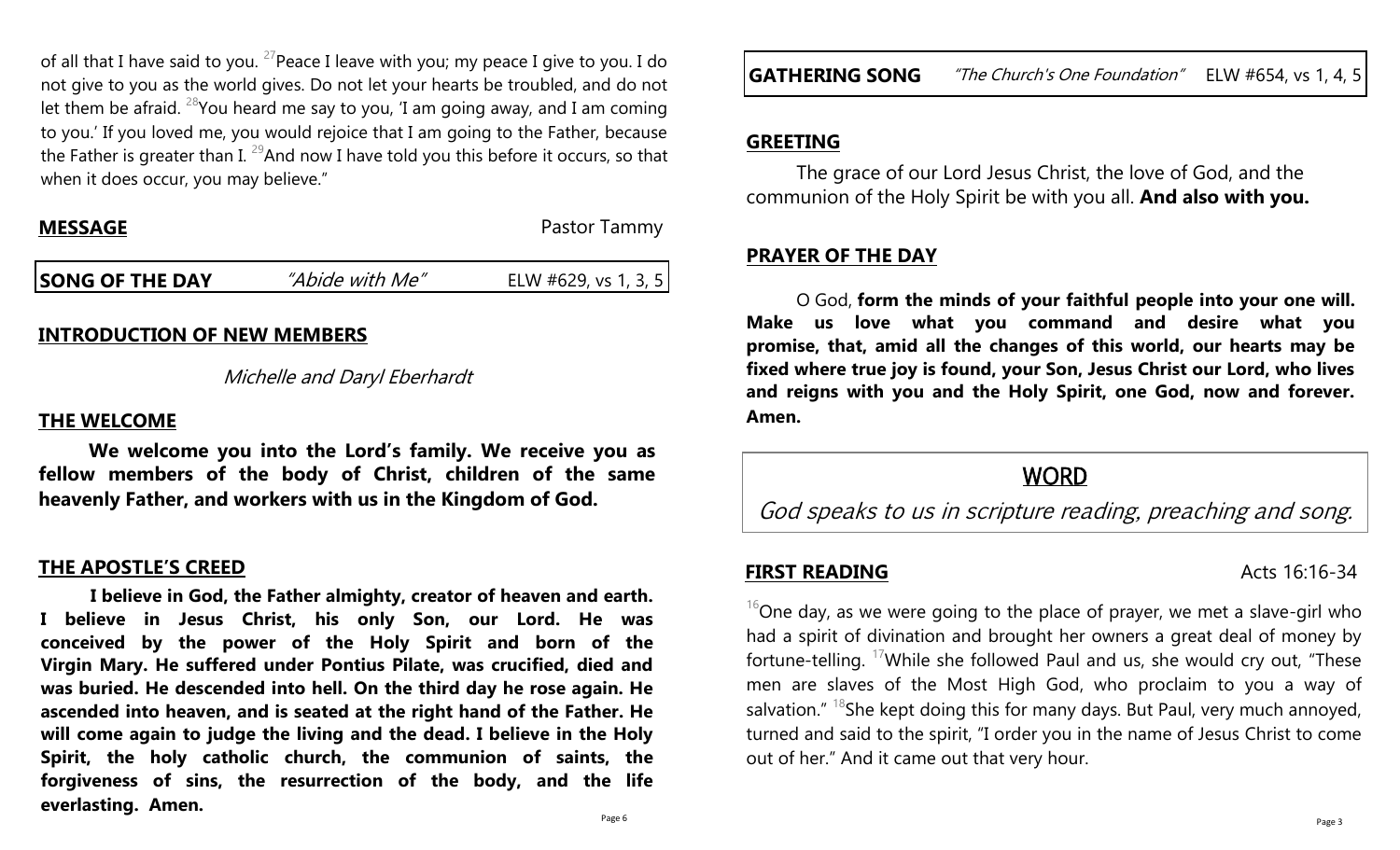of all that I have said to you. [27]Peace I leave with you; my peace I give to you. I do not give to you as the world gives. Do not let your hearts be troubled, and do not let them be afraid. [28]You heard me say to you, 'I am going away, and I am coming to you.' If you loved me, you would rejoice that I am going to the Father, because the Father is greater than I. [29]And now I have told you this before it occurs, so that when it does occur, you may believe."

**MESSAGE** — Pastor Tammy

**SONG OF THE DAY** — *"Abide with Me"* — ELW #629, vs 1, 3, 5

**INTRODUCTION OF NEW MEMBERS**

*Michelle and Daryl Eberhardt*

**THE WELCOME**

**We welcome you into the Lord's family. We receive you as fellow members of the body of Christ, children of the same heavenly Father, and workers with us in the Kingdom of God.**

**THE APOSTLE'S CREED**

**I believe in God, the Father almighty, creator of heaven and earth. I believe in Jesus Christ, his only Son, our Lord. He was conceived by the power of the Holy Spirit and born of the Virgin Mary. He suffered under Pontius Pilate, was crucified, died and was buried. He descended into hell. On the third day he rose again. He ascended into heaven, and is seated at the right hand of the Father. He will come again to judge the living and the dead. I believe in the Holy Spirit, the holy catholic church, the communion of saints, the forgiveness of sins, the resurrection of the body, and the life everlasting. Amen.**

**GATHERING SONG** — *"The Church's One Foundation"* — ELW #654, vs 1, 4, 5

**GREETING**

The grace of our Lord Jesus Christ, the love of God, and the communion of the Holy Spirit be with you all. **And also with you.**

**PRAYER OF THE DAY**

O God, **form the minds of your faithful people into your one will. Make us love what you command and desire what you promise, that, amid all the changes of this world, our hearts may be fixed where true joy is found, your Son, Jesus Christ our Lord, who lives and reigns with you and the Holy Spirit, one God, now and forever. Amen.**

## WORD

*God speaks to us in scripture reading, preaching and song.*

**FIRST READING** — Acts 16:16-34

[16]One day, as we were going to the place of prayer, we met a slave-girl who had a spirit of divination and brought her owners a great deal of money by fortune-telling. [17]While she followed Paul and us, she would cry out, "These men are slaves of the Most High God, who proclaim to you a way of salvation." [18]She kept doing this for many days. But Paul, very much annoyed, turned and said to the spirit, "I order you in the name of Jesus Christ to come out of her." And it came out that very hour.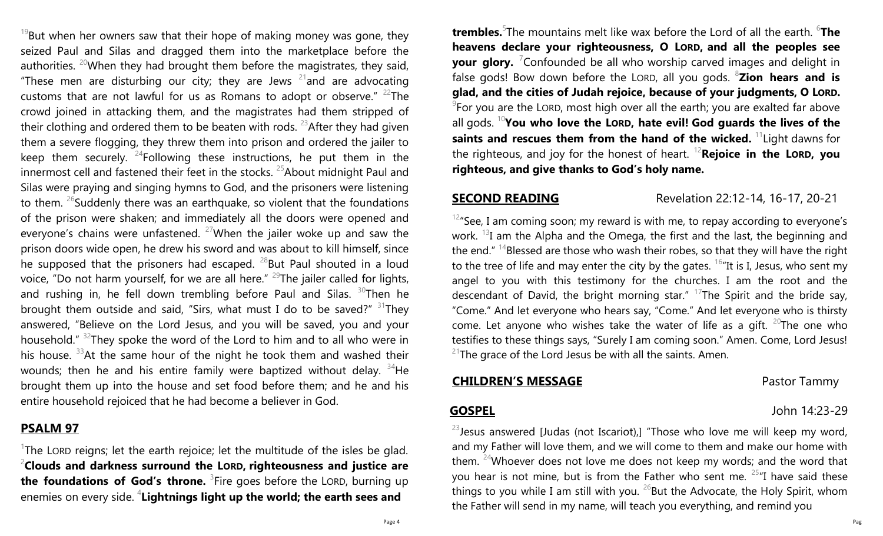[19]But when her owners saw that their hope of making money was gone, they seized Paul and Silas and dragged them into the marketplace before the authorities. [20]When they had brought them before the magistrates, they said, "These men are disturbing our city; they are Jews [21]and are advocating customs that are not lawful for us as Romans to adopt or observe." [22]The crowd joined in attacking them, and the magistrates had them stripped of their clothing and ordered them to be beaten with rods. [23]After they had given them a severe flogging, they threw them into prison and ordered the jailer to keep them securely. [24]Following these instructions, he put them in the innermost cell and fastened their feet in the stocks. [25]About midnight Paul and Silas were praying and singing hymns to God, and the prisoners were listening to them. [26]Suddenly there was an earthquake, so violent that the foundations of the prison were shaken; and immediately all the doors were opened and everyone's chains were unfastened. [27]When the jailer woke up and saw the prison doors wide open, he drew his sword and was about to kill himself, since he supposed that the prisoners had escaped. [28]But Paul shouted in a loud voice, "Do not harm yourself, for we are all here." [29]The jailer called for lights, and rushing in, he fell down trembling before Paul and Silas. [30]Then he brought them outside and said, "Sirs, what must I do to be saved?" [31]They answered, "Believe on the Lord Jesus, and you will be saved, you and your household." [32]They spoke the word of the Lord to him and to all who were in his house. [33]At the same hour of the night he took them and washed their wounds; then he and his entire family were baptized without delay. [34]He brought them up into the house and set food before them; and he and his entire household rejoiced that he had become a believer in God.

## PSALM 97

[1]The LORD reigns; let the earth rejoice; let the multitude of the isles be glad. [2]**Clouds and darkness surround the LORD, righteousness and justice are the foundations of God's throne.** [3]Fire goes before the LORD, burning up enemies on every side. [4]**Lightnings light up the world; the earth sees and trembles.** [5]The mountains melt like wax before the Lord of all the earth. [6]**The heavens declare your righteousness, O LORD, and all the peoples see your glory.** [7]Confounded be all who worship carved images and delight in false gods! Bow down before the LORD, all you gods. [8]**Zion hears and is glad, and the cities of Judah rejoice, because of your judgments, O LORD.** [9]For you are the LORD, most high over all the earth; you are exalted far above all gods. [10]**You who love the LORD, hate evil! God guards the lives of the saints and rescues them from the hand of the wicked.** [11]Light dawns for the righteous, and joy for the honest of heart. [12]**Rejoice in the LORD, you righteous, and give thanks to God's holy name.**

## SECOND READING — Revelation 22:12-14, 16-17, 20-21

[12]"See, I am coming soon; my reward is with me, to repay according to everyone's work. [13]I am the Alpha and the Omega, the first and the last, the beginning and the end." [14]Blessed are those who wash their robes, so that they will have the right to the tree of life and may enter the city by the gates. [16]"It is I, Jesus, who sent my angel to you with this testimony for the churches. I am the root and the descendant of David, the bright morning star." [17]The Spirit and the bride say, "Come." And let everyone who hears say, "Come." And let everyone who is thirsty come. Let anyone who wishes take the water of life as a gift. [20]The one who testifies to these things says, "Surely I am coming soon." Amen. Come, Lord Jesus! [21]The grace of the Lord Jesus be with all the saints. Amen.

## CHILDREN'S MESSAGE — Pastor Tammy

## GOSPEL — John 14:23-29

[23]Jesus answered [Judas (not Iscariot),] "Those who love me will keep my word, and my Father will love them, and we will come to them and make our home with them. [24]Whoever does not love me does not keep my words; and the word that you hear is not mine, but is from the Father who sent me. [25]"I have said these things to you while I am still with you. [26]But the Advocate, the Holy Spirit, whom the Father will send in my name, will teach you everything, and remind you